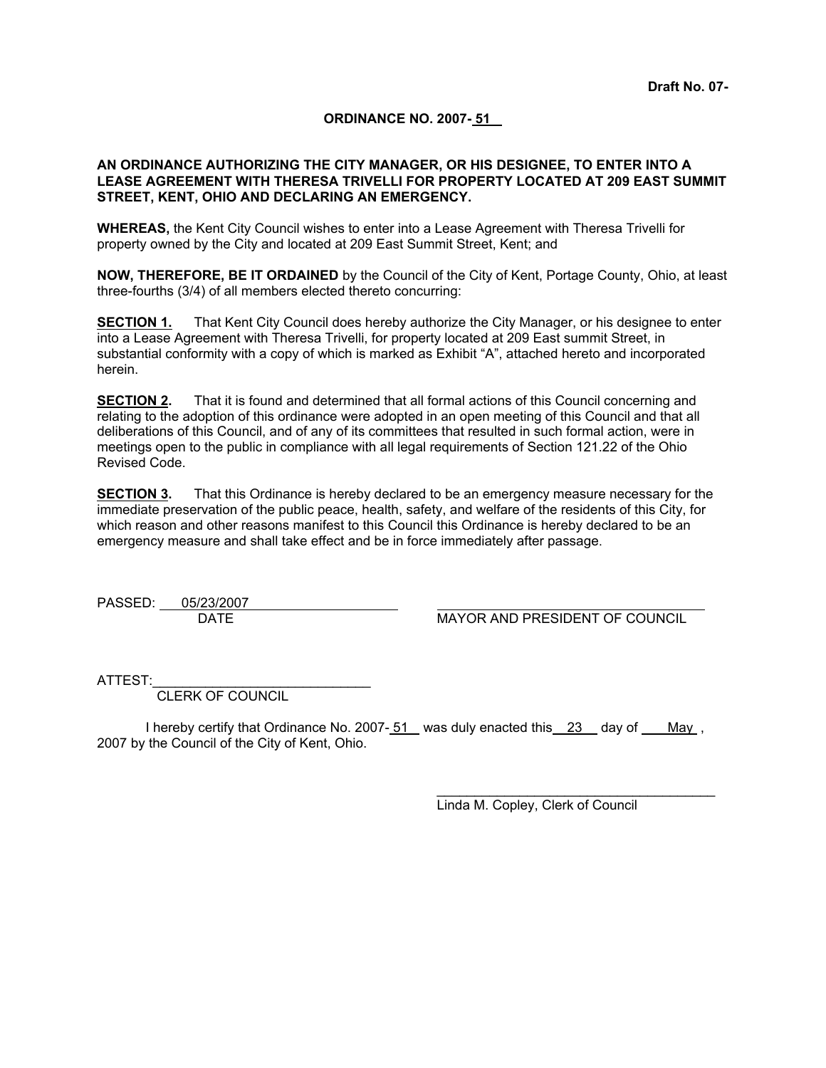**Draft No. 07-**

**ORDINANCE NO. 2007- 51**

**AN ORDINANCE AUTHORIZING THE CITY MANAGER, OR HIS DESIGNEE, TO ENTER INTO A LEASE AGREEMENT WITH THERESA TRIVELLI FOR PROPERTY LOCATED AT 209 EAST SUMMIT STREET, KENT, OHIO AND DECLARING AN EMERGENCY.**

**WHEREAS,** the Kent City Council wishes to enter into a Lease Agreement with Theresa Trivelli for property owned by the City and located at 209 East Summit Street, Kent; and

**NOW, THEREFORE, BE IT ORDAINED** by the Council of the City of Kent, Portage County, Ohio, at least three-fourths (3/4) of all members elected thereto concurring:

**SECTION 1.** That Kent City Council does hereby authorize the City Manager, or his designee to enter into a Lease Agreement with Theresa Trivelli, for property located at 209 East summit Street, in substantial conformity with a copy of which is marked as Exhibit "A", attached hereto and incorporated herein.

**SECTION 2.** That it is found and determined that all formal actions of this Council concerning and relating to the adoption of this ordinance were adopted in an open meeting of this Council and that all deliberations of this Council, and of any of its committees that resulted in such formal action, were in meetings open to the public in compliance with all legal requirements of Section 121.22 of the Ohio Revised Code.

**SECTION 3.** That this Ordinance is hereby declared to be an emergency measure necessary for the immediate preservation of the public peace, health, safety, and welfare of the residents of this City, for which reason and other reasons manifest to this Council this Ordinance is hereby declared to be an emergency measure and shall take effect and be in force immediately after passage.

PASSED: 05/23/2007
DATE

_______________________________
MAYOR AND PRESIDENT OF COUNCIL

ATTEST:_____________________________
CLERK OF COUNCIL

I hereby certify that Ordinance No. 2007- 51 was duly enacted this 23 day of May, 2007 by the Council of the City of Kent, Ohio.

_______________________________
Linda M. Copley, Clerk of Council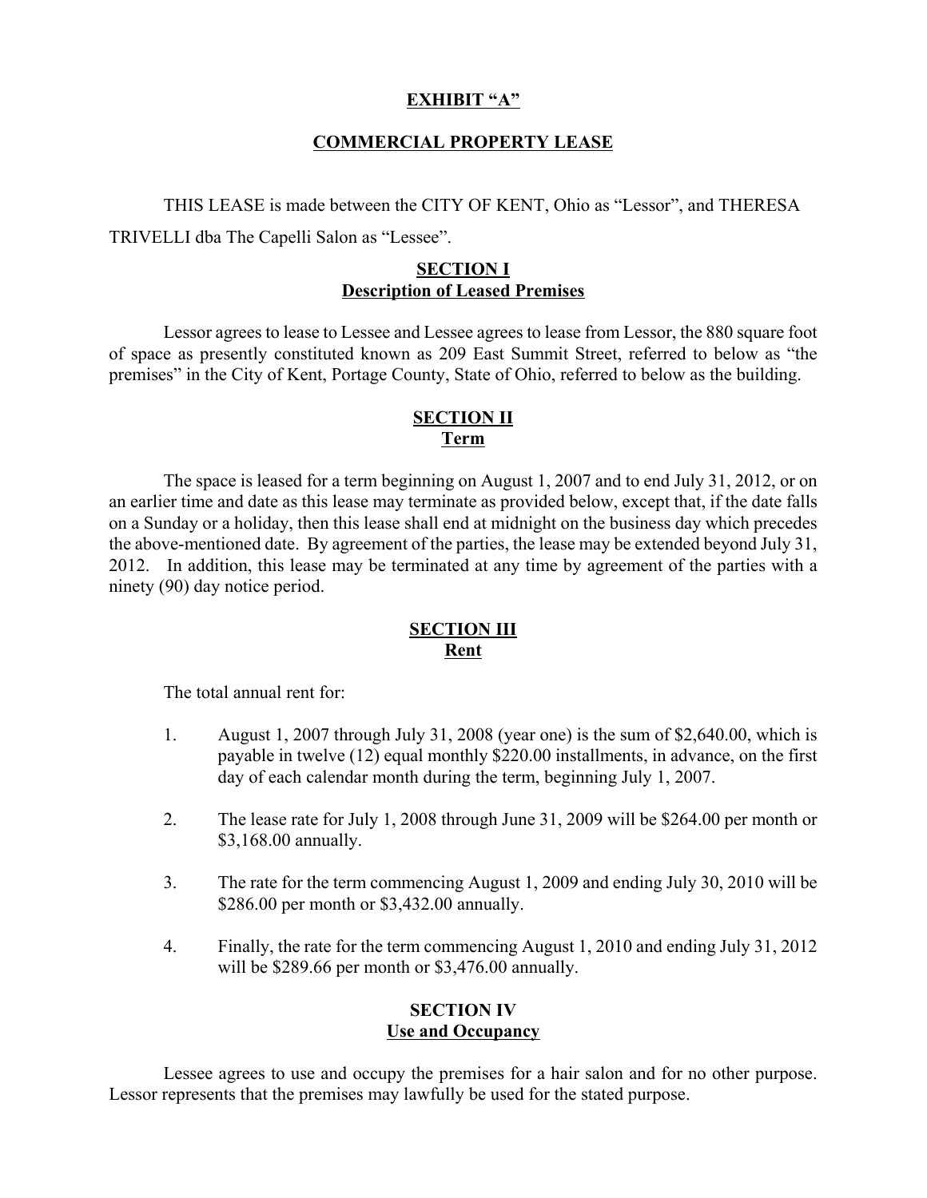## EXHIBIT "A"

## COMMERCIAL PROPERTY LEASE

THIS LEASE is made between the CITY OF KENT, Ohio as "Lessor", and THERESA TRIVELLI dba The Capelli Salon as "Lessee".

### SECTION I
### Description of Leased Premises

Lessor agrees to lease to Lessee and Lessee agrees to lease from Lessor, the 880 square foot of space as presently constituted known as 209 East Summit Street, referred to below as "the premises" in the City of Kent, Portage County, State of Ohio, referred to below as the building.

### SECTION II
### Term

The space is leased for a term beginning on August 1, 2007 and to end July 31, 2012, or on an earlier time and date as this lease may terminate as provided below, except that, if the date falls on a Sunday or a holiday, then this lease shall end at midnight on the business day which precedes the above-mentioned date. By agreement of the parties, the lease may be extended beyond July 31, 2012. In addition, this lease may be terminated at any time by agreement of the parties with a ninety (90) day notice period.

### SECTION III
### Rent

The total annual rent for:

1. August 1, 2007 through July 31, 2008 (year one) is the sum of $2,640.00, which is payable in twelve (12) equal monthly $220.00 installments, in advance, on the first day of each calendar month during the term, beginning July 1, 2007.

2. The lease rate for July 1, 2008 through June 31, 2009 will be $264.00 per month or $3,168.00 annually.

3. The rate for the term commencing August 1, 2009 and ending July 30, 2010 will be $286.00 per month or $3,432.00 annually.

4. Finally, the rate for the term commencing August 1, 2010 and ending July 31, 2012 will be $289.66 per month or $3,476.00 annually.

### SECTION IV
### Use and Occupancy

Lessee agrees to use and occupy the premises for a hair salon and for no other purpose. Lessor represents that the premises may lawfully be used for the stated purpose.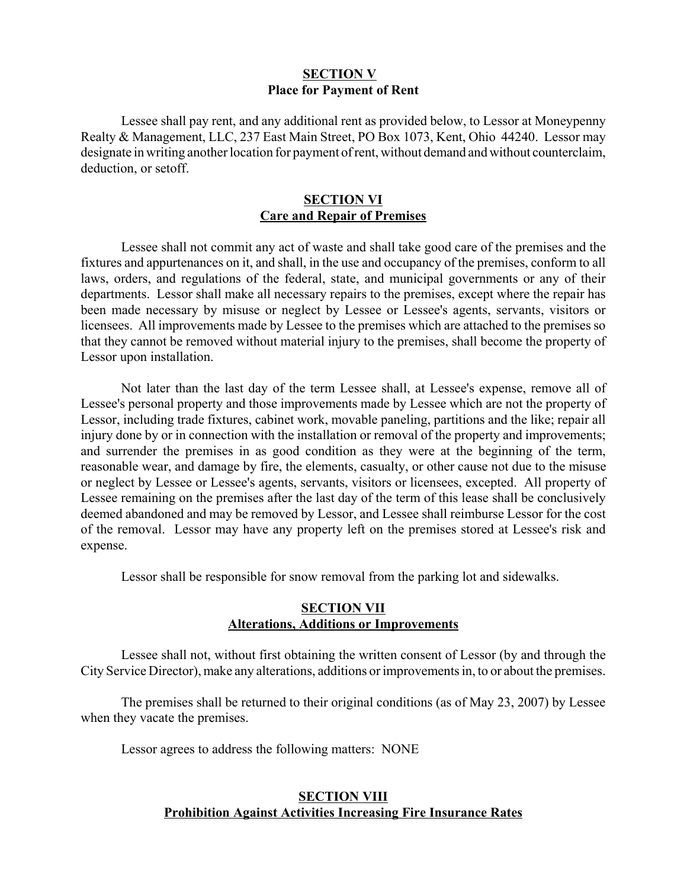## SECTION V
### Place for Payment of Rent

Lessee shall pay rent, and any additional rent as provided below, to Lessor at Moneypenny Realty & Management, LLC, 237 East Main Street, PO Box 1073, Kent, Ohio 44240. Lessor may designate in writing another location for payment of rent, without demand and without counterclaim, deduction, or setoff.

## SECTION VI
### Care and Repair of Premises

Lessee shall not commit any act of waste and shall take good care of the premises and the fixtures and appurtenances on it, and shall, in the use and occupancy of the premises, conform to all laws, orders, and regulations of the federal, state, and municipal governments or any of their departments. Lessor shall make all necessary repairs to the premises, except where the repair has been made necessary by misuse or neglect by Lessee or Lessee's agents, servants, visitors or licensees. All improvements made by Lessee to the premises which are attached to the premises so that they cannot be removed without material injury to the premises, shall become the property of Lessor upon installation.

Not later than the last day of the term Lessee shall, at Lessee's expense, remove all of Lessee's personal property and those improvements made by Lessee which are not the property of Lessor, including trade fixtures, cabinet work, movable paneling, partitions and the like; repair all injury done by or in connection with the installation or removal of the property and improvements; and surrender the premises in as good condition as they were at the beginning of the term, reasonable wear, and damage by fire, the elements, casualty, or other cause not due to the misuse or neglect by Lessee or Lessee's agents, servants, visitors or licensees, excepted. All property of Lessee remaining on the premises after the last day of the term of this lease shall be conclusively deemed abandoned and may be removed by Lessor, and Lessee shall reimburse Lessor for the cost of the removal. Lessor may have any property left on the premises stored at Lessee's risk and expense.

Lessor shall be responsible for snow removal from the parking lot and sidewalks.

## SECTION VII
### Alterations, Additions or Improvements

Lessee shall not, without first obtaining the written consent of Lessor (by and through the City Service Director), make any alterations, additions or improvements in, to or about the premises.

The premises shall be returned to their original conditions (as of May 23, 2007) by Lessee when they vacate the premises.

Lessor agrees to address the following matters: NONE

## SECTION VIII
### Prohibition Against Activities Increasing Fire Insurance Rates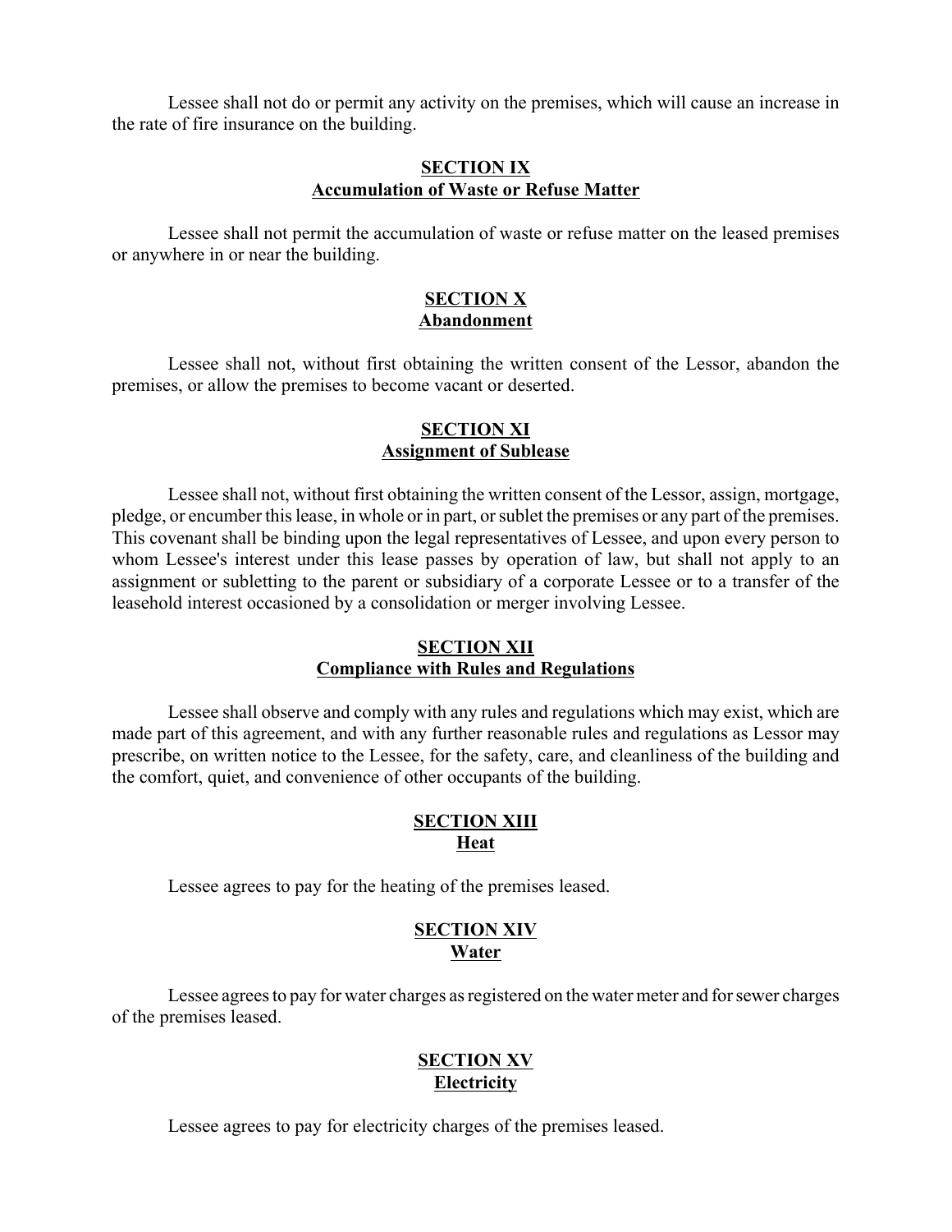Lessee shall not do or permit any activity on the premises, which will cause an increase in the rate of fire insurance on the building.

## SECTION IX
## Accumulation of Waste or Refuse Matter

Lessee shall not permit the accumulation of waste or refuse matter on the leased premises or anywhere in or near the building.

## SECTION X
## Abandonment

Lessee shall not, without first obtaining the written consent of the Lessor, abandon the premises, or allow the premises to become vacant or deserted.

## SECTION XI
## Assignment of Sublease

Lessee shall not, without first obtaining the written consent of the Lessor, assign, mortgage, pledge, or encumber this lease, in whole or in part, or sublet the premises or any part of the premises. This covenant shall be binding upon the legal representatives of Lessee, and upon every person to whom Lessee's interest under this lease passes by operation of law, but shall not apply to an assignment or subletting to the parent or subsidiary of a corporate Lessee or to a transfer of the leasehold interest occasioned by a consolidation or merger involving Lessee.

## SECTION XII
## Compliance with Rules and Regulations

Lessee shall observe and comply with any rules and regulations which may exist, which are made part of this agreement, and with any further reasonable rules and regulations as Lessor may prescribe, on written notice to the Lessee, for the safety, care, and cleanliness of the building and the comfort, quiet, and convenience of other occupants of the building.

## SECTION XIII
## Heat

Lessee agrees to pay for the heating of the premises leased.

## SECTION XIV
## Water

Lessee agrees to pay for water charges as registered on the water meter and for sewer charges of the premises leased.

## SECTION XV
## Electricity

Lessee agrees to pay for electricity charges of the premises leased.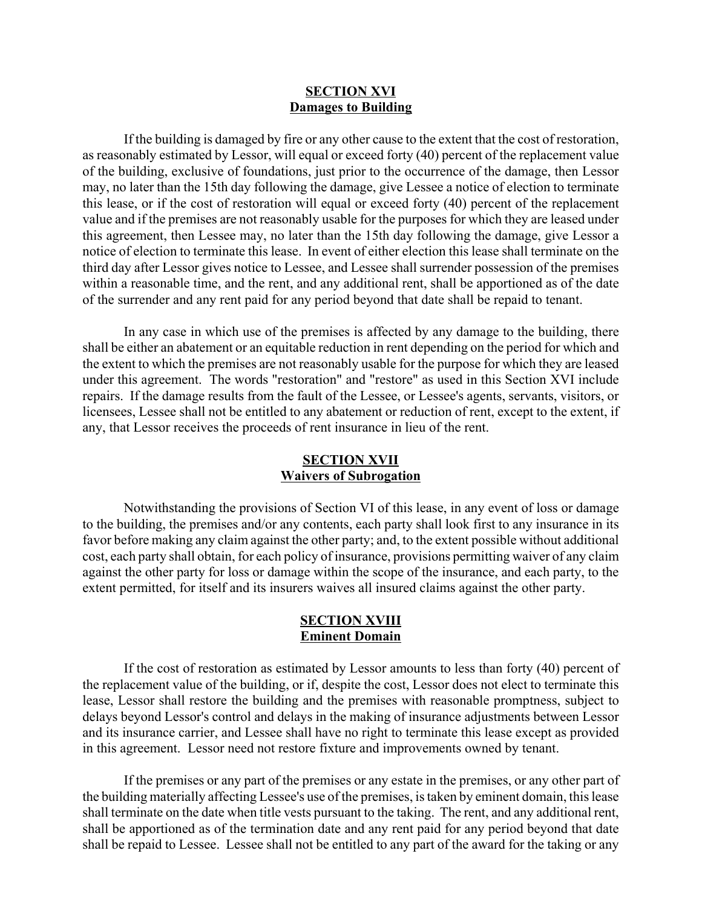## SECTION XVI
## Damages to Building

If the building is damaged by fire or any other cause to the extent that the cost of restoration, as reasonably estimated by Lessor, will equal or exceed forty (40) percent of the replacement value of the building, exclusive of foundations, just prior to the occurrence of the damage, then Lessor may, no later than the 15th day following the damage, give Lessee a notice of election to terminate this lease, or if the cost of restoration will equal or exceed forty (40) percent of the replacement value and if the premises are not reasonably usable for the purposes for which they are leased under this agreement, then Lessee may, no later than the 15th day following the damage, give Lessor a notice of election to terminate this lease. In event of either election this lease shall terminate on the third day after Lessor gives notice to Lessee, and Lessee shall surrender possession of the premises within a reasonable time, and the rent, and any additional rent, shall be apportioned as of the date of the surrender and any rent paid for any period beyond that date shall be repaid to tenant.

In any case in which use of the premises is affected by any damage to the building, there shall be either an abatement or an equitable reduction in rent depending on the period for which and the extent to which the premises are not reasonably usable for the purpose for which they are leased under this agreement. The words "restoration" and "restore" as used in this Section XVI include repairs. If the damage results from the fault of the Lessee, or Lessee's agents, servants, visitors, or licensees, Lessee shall not be entitled to any abatement or reduction of rent, except to the extent, if any, that Lessor receives the proceeds of rent insurance in lieu of the rent.

## SECTION XVII
## Waivers of Subrogation

Notwithstanding the provisions of Section VI of this lease, in any event of loss or damage to the building, the premises and/or any contents, each party shall look first to any insurance in its favor before making any claim against the other party; and, to the extent possible without additional cost, each party shall obtain, for each policy of insurance, provisions permitting waiver of any claim against the other party for loss or damage within the scope of the insurance, and each party, to the extent permitted, for itself and its insurers waives all insured claims against the other party.

## SECTION XVIII
## Eminent Domain

If the cost of restoration as estimated by Lessor amounts to less than forty (40) percent of the replacement value of the building, or if, despite the cost, Lessor does not elect to terminate this lease, Lessor shall restore the building and the premises with reasonable promptness, subject to delays beyond Lessor's control and delays in the making of insurance adjustments between Lessor and its insurance carrier, and Lessee shall have no right to terminate this lease except as provided in this agreement. Lessor need not restore fixture and improvements owned by tenant.

If the premises or any part of the premises or any estate in the premises, or any other part of the building materially affecting Lessee's use of the premises, is taken by eminent domain, this lease shall terminate on the date when title vests pursuant to the taking. The rent, and any additional rent, shall be apportioned as of the termination date and any rent paid for any period beyond that date shall be repaid to Lessee. Lessee shall not be entitled to any part of the award for the taking or any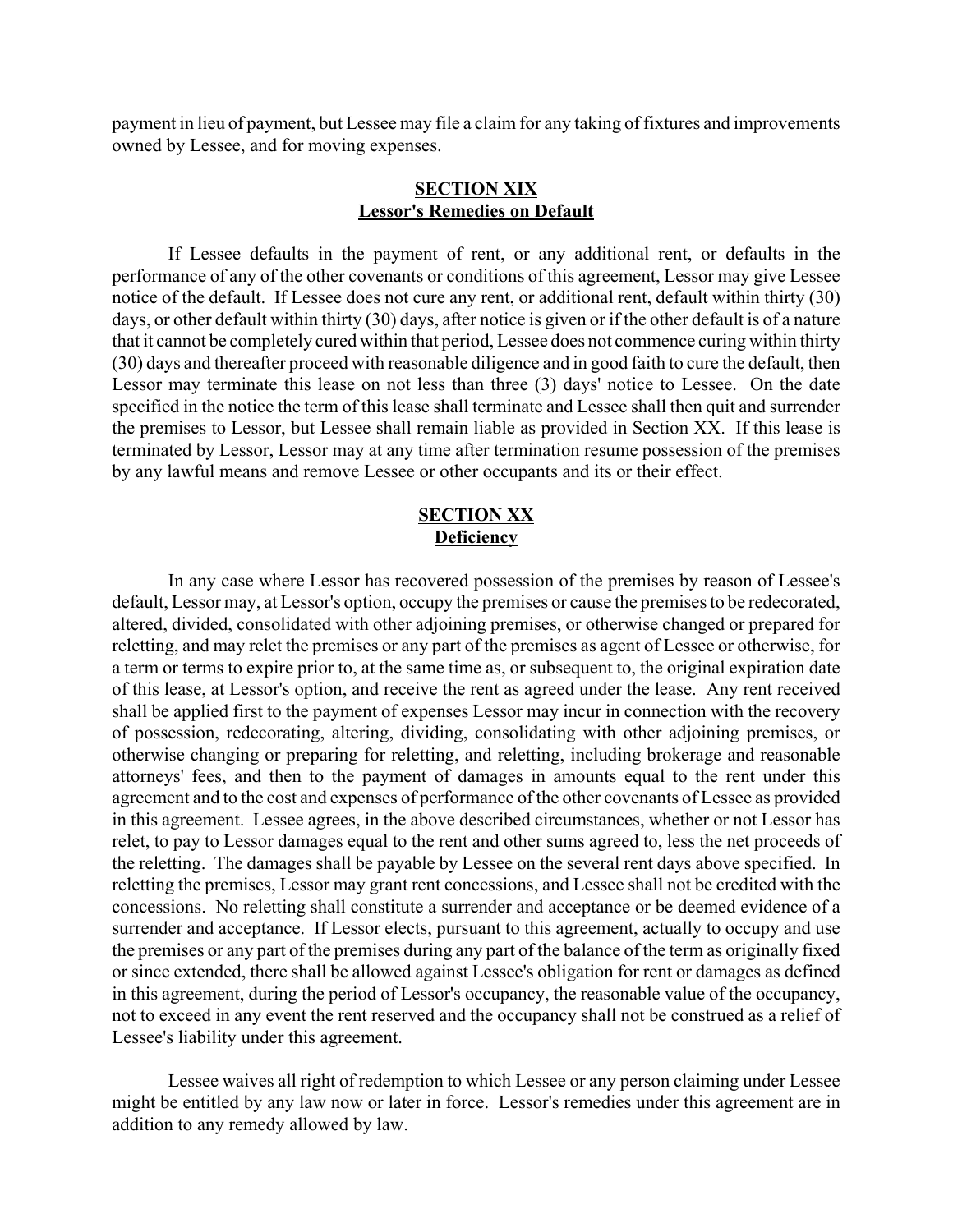payment in lieu of payment, but Lessee may file a claim for any taking of fixtures and improvements owned by Lessee, and for moving expenses.

## SECTION XIX
## Lessor's Remedies on Default

If Lessee defaults in the payment of rent, or any additional rent, or defaults in the performance of any of the other covenants or conditions of this agreement, Lessor may give Lessee notice of the default. If Lessee does not cure any rent, or additional rent, default within thirty (30) days, or other default within thirty (30) days, after notice is given or if the other default is of a nature that it cannot be completely cured within that period, Lessee does not commence curing within thirty (30) days and thereafter proceed with reasonable diligence and in good faith to cure the default, then Lessor may terminate this lease on not less than three (3) days' notice to Lessee. On the date specified in the notice the term of this lease shall terminate and Lessee shall then quit and surrender the premises to Lessor, but Lessee shall remain liable as provided in Section XX. If this lease is terminated by Lessor, Lessor may at any time after termination resume possession of the premises by any lawful means and remove Lessee or other occupants and its or their effect.

## SECTION XX
## Deficiency

In any case where Lessor has recovered possession of the premises by reason of Lessee's default, Lessor may, at Lessor's option, occupy the premises or cause the premises to be redecorated, altered, divided, consolidated with other adjoining premises, or otherwise changed or prepared for reletting, and may relet the premises or any part of the premises as agent of Lessee or otherwise, for a term or terms to expire prior to, at the same time as, or subsequent to, the original expiration date of this lease, at Lessor's option, and receive the rent as agreed under the lease. Any rent received shall be applied first to the payment of expenses Lessor may incur in connection with the recovery of possession, redecorating, altering, dividing, consolidating with other adjoining premises, or otherwise changing or preparing for reletting, and reletting, including brokerage and reasonable attorneys' fees, and then to the payment of damages in amounts equal to the rent under this agreement and to the cost and expenses of performance of the other covenants of Lessee as provided in this agreement. Lessee agrees, in the above described circumstances, whether or not Lessor has relet, to pay to Lessor damages equal to the rent and other sums agreed to, less the net proceeds of the reletting. The damages shall be payable by Lessee on the several rent days above specified. In reletting the premises, Lessor may grant rent concessions, and Lessee shall not be credited with the concessions. No reletting shall constitute a surrender and acceptance or be deemed evidence of a surrender and acceptance. If Lessor elects, pursuant to this agreement, actually to occupy and use the premises or any part of the premises during any part of the balance of the term as originally fixed or since extended, there shall be allowed against Lessee's obligation for rent or damages as defined in this agreement, during the period of Lessor's occupancy, the reasonable value of the occupancy, not to exceed in any event the rent reserved and the occupancy shall not be construed as a relief of Lessee's liability under this agreement.

Lessee waives all right of redemption to which Lessee or any person claiming under Lessee might be entitled by any law now or later in force. Lessor's remedies under this agreement are in addition to any remedy allowed by law.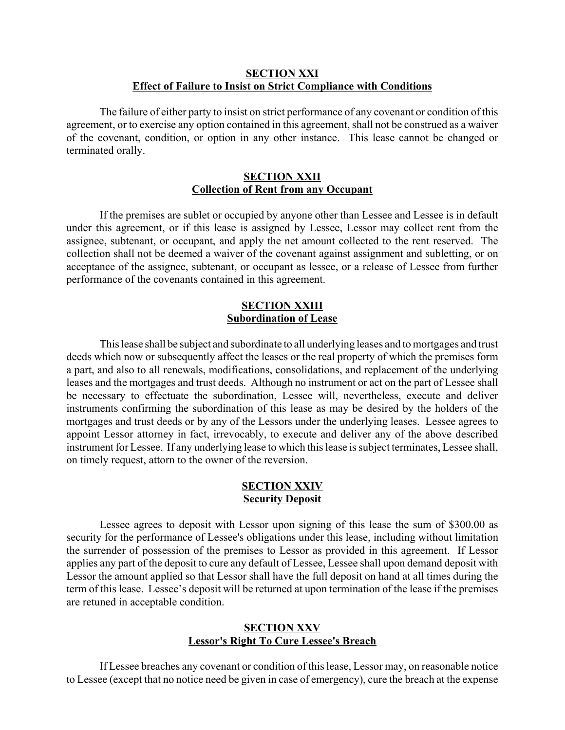## SECTION XXI
## Effect of Failure to Insist on Strict Compliance with Conditions

The failure of either party to insist on strict performance of any covenant or condition of this agreement, or to exercise any option contained in this agreement, shall not be construed as a waiver of the covenant, condition, or option in any other instance. This lease cannot be changed or terminated orally.

## SECTION XXII
## Collection of Rent from any Occupant

If the premises are sublet or occupied by anyone other than Lessee and Lessee is in default under this agreement, or if this lease is assigned by Lessee, Lessor may collect rent from the assignee, subtenant, or occupant, and apply the net amount collected to the rent reserved. The collection shall not be deemed a waiver of the covenant against assignment and subletting, or on acceptance of the assignee, subtenant, or occupant as lessee, or a release of Lessee from further performance of the covenants contained in this agreement.

## SECTION XXIII
## Subordination of Lease

This lease shall be subject and subordinate to all underlying leases and to mortgages and trust deeds which now or subsequently affect the leases or the real property of which the premises form a part, and also to all renewals, modifications, consolidations, and replacement of the underlying leases and the mortgages and trust deeds. Although no instrument or act on the part of Lessee shall be necessary to effectuate the subordination, Lessee will, nevertheless, execute and deliver instruments confirming the subordination of this lease as may be desired by the holders of the mortgages and trust deeds or by any of the Lessors under the underlying leases. Lessee agrees to appoint Lessor attorney in fact, irrevocably, to execute and deliver any of the above described instrument for Lessee. If any underlying lease to which this lease is subject terminates, Lessee shall, on timely request, attorn to the owner of the reversion.

## SECTION XXIV
## Security Deposit

Lessee agrees to deposit with Lessor upon signing of this lease the sum of $300.00 as security for the performance of Lessee's obligations under this lease, including without limitation the surrender of possession of the premises to Lessor as provided in this agreement. If Lessor applies any part of the deposit to cure any default of Lessee, Lessee shall upon demand deposit with Lessor the amount applied so that Lessor shall have the full deposit on hand at all times during the term of this lease. Lessee's deposit will be returned at upon termination of the lease if the premises are retuned in acceptable condition.

## SECTION XXV
## Lessor's Right To Cure Lessee's Breach

If Lessee breaches any covenant or condition of this lease, Lessor may, on reasonable notice to Lessee (except that no notice need be given in case of emergency), cure the breach at the expense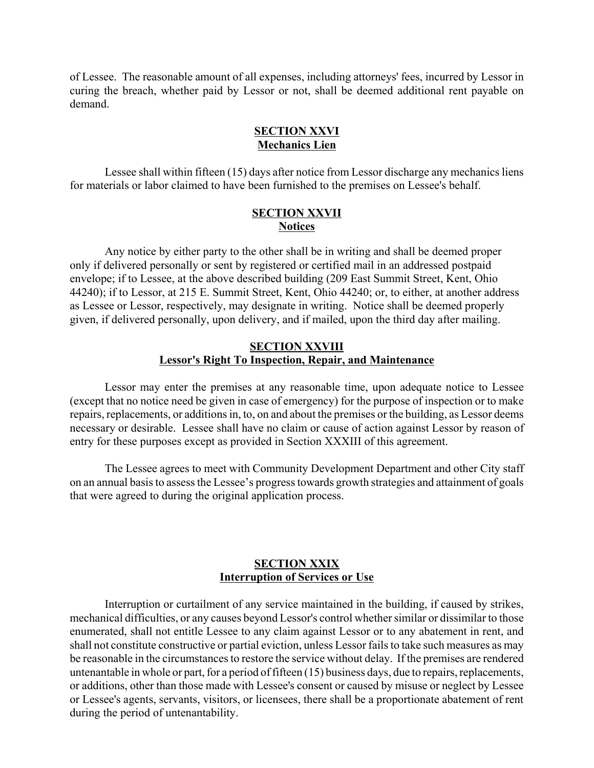of Lessee. The reasonable amount of all expenses, including attorneys' fees, incurred by Lessor in curing the breach, whether paid by Lessor or not, shall be deemed additional rent payable on demand.

## SECTION XXVI
## Mechanics Lien

Lessee shall within fifteen (15) days after notice from Lessor discharge any mechanics liens for materials or labor claimed to have been furnished to the premises on Lessee's behalf.

## SECTION XXVII
## Notices

Any notice by either party to the other shall be in writing and shall be deemed proper only if delivered personally or sent by registered or certified mail in an addressed postpaid envelope; if to Lessee, at the above described building (209 East Summit Street, Kent, Ohio 44240); if to Lessor, at 215 E. Summit Street, Kent, Ohio 44240; or, to either, at another address as Lessee or Lessor, respectively, may designate in writing. Notice shall be deemed properly given, if delivered personally, upon delivery, and if mailed, upon the third day after mailing.

## SECTION XXVIII
## Lessor's Right To Inspection, Repair, and Maintenance

Lessor may enter the premises at any reasonable time, upon adequate notice to Lessee (except that no notice need be given in case of emergency) for the purpose of inspection or to make repairs, replacements, or additions in, to, on and about the premises or the building, as Lessor deems necessary or desirable. Lessee shall have no claim or cause of action against Lessor by reason of entry for these purposes except as provided in Section XXXIII of this agreement.

The Lessee agrees to meet with Community Development Department and other City staff on an annual basis to assess the Lessee's progress towards growth strategies and attainment of goals that were agreed to during the original application process.

## SECTION XXIX
## Interruption of Services or Use

Interruption or curtailment of any service maintained in the building, if caused by strikes, mechanical difficulties, or any causes beyond Lessor's control whether similar or dissimilar to those enumerated, shall not entitle Lessee to any claim against Lessor or to any abatement in rent, and shall not constitute constructive or partial eviction, unless Lessor fails to take such measures as may be reasonable in the circumstances to restore the service without delay. If the premises are rendered untenantable in whole or part, for a period of fifteen (15) business days, due to repairs, replacements, or additions, other than those made with Lessee's consent or caused by misuse or neglect by Lessee or Lessee's agents, servants, visitors, or licensees, there shall be a proportionate abatement of rent during the period of untenantability.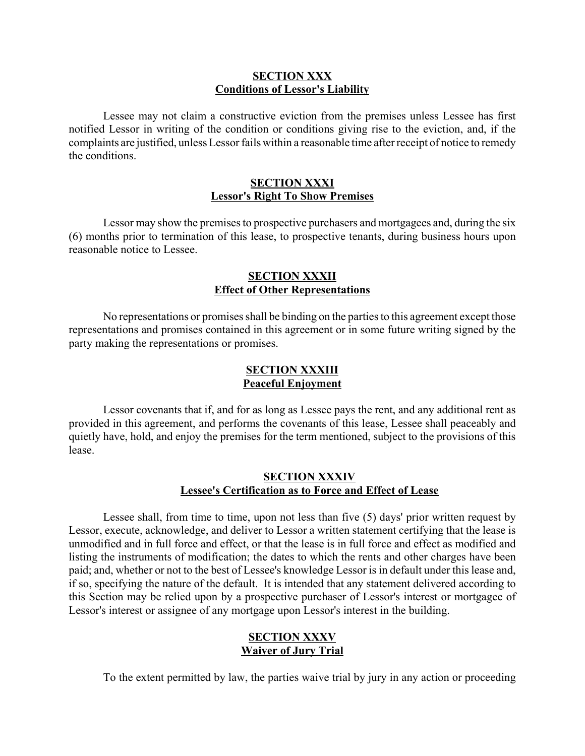**SECTION XXX**
**Conditions of Lessor's Liability**

Lessee may not claim a constructive eviction from the premises unless Lessee has first notified Lessor in writing of the condition or conditions giving rise to the eviction, and, if the complaints are justified, unless Lessor fails within a reasonable time after receipt of notice to remedy the conditions.

**SECTION XXXI**
**Lessor's Right To Show Premises**

Lessor may show the premises to prospective purchasers and mortgagees and, during the six (6) months prior to termination of this lease, to prospective tenants, during business hours upon reasonable notice to Lessee.

**SECTION XXXII**
**Effect of Other Representations**

No representations or promises shall be binding on the parties to this agreement except those representations and promises contained in this agreement or in some future writing signed by the party making the representations or promises.

**SECTION XXXIII**
**Peaceful Enjoyment**

Lessor covenants that if, and for as long as Lessee pays the rent, and any additional rent as provided in this agreement, and performs the covenants of this lease, Lessee shall peaceably and quietly have, hold, and enjoy the premises for the term mentioned, subject to the provisions of this lease.

**SECTION XXXIV**
**Lessee's Certification as to Force and Effect of Lease**

Lessee shall, from time to time, upon not less than five (5) days' prior written request by Lessor, execute, acknowledge, and deliver to Lessor a written statement certifying that the lease is unmodified and in full force and effect, or that the lease is in full force and effect as modified and listing the instruments of modification; the dates to which the rents and other charges have been paid; and, whether or not to the best of Lessee's knowledge Lessor is in default under this lease and, if so, specifying the nature of the default. It is intended that any statement delivered according to this Section may be relied upon by a prospective purchaser of Lessor's interest or mortgagee of Lessor's interest or assignee of any mortgage upon Lessor's interest in the building.

**SECTION XXXV**
**Waiver of Jury Trial**

To the extent permitted by law, the parties waive trial by jury in any action or proceeding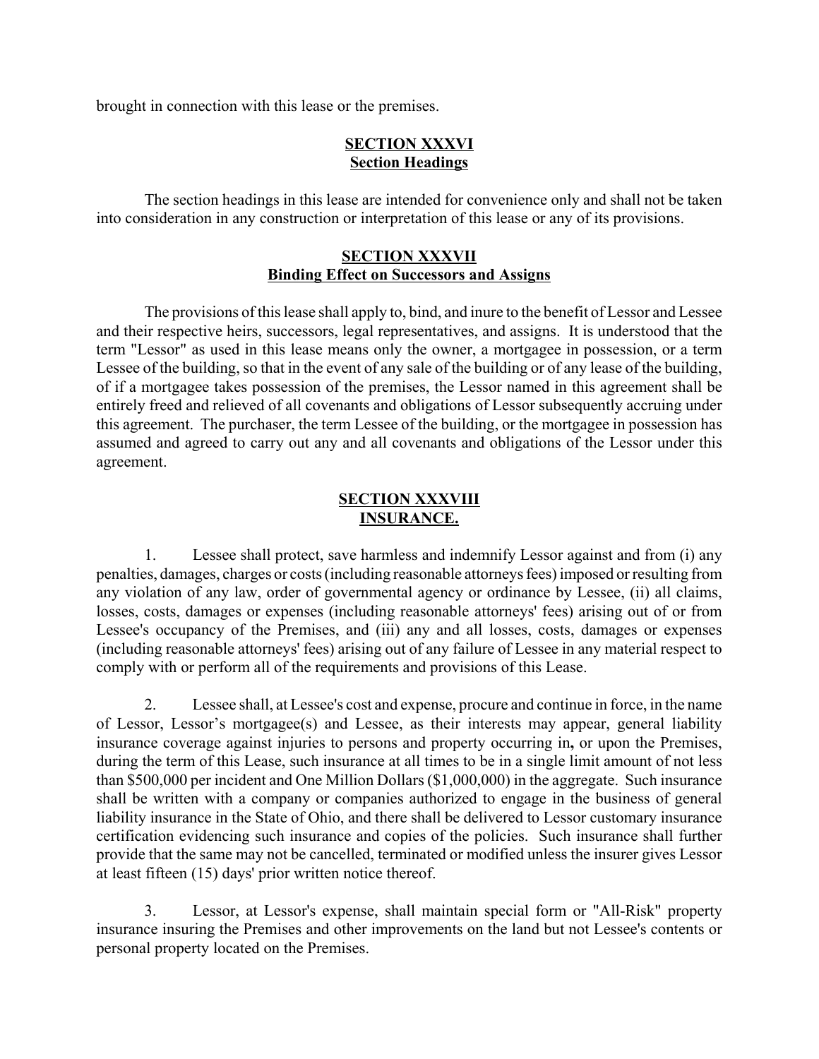brought in connection with this lease or the premises.

## SECTION XXXVI
## Section Headings

The section headings in this lease are intended for convenience only and shall not be taken into consideration in any construction or interpretation of this lease or any of its provisions.

## SECTION XXXVII
## Binding Effect on Successors and Assigns

The provisions of this lease shall apply to, bind, and inure to the benefit of Lessor and Lessee and their respective heirs, successors, legal representatives, and assigns. It is understood that the term "Lessor" as used in this lease means only the owner, a mortgagee in possession, or a term Lessee of the building, so that in the event of any sale of the building or of any lease of the building, of if a mortgagee takes possession of the premises, the Lessor named in this agreement shall be entirely freed and relieved of all covenants and obligations of Lessor subsequently accruing under this agreement. The purchaser, the term Lessee of the building, or the mortgagee in possession has assumed and agreed to carry out any and all covenants and obligations of the Lessor under this agreement.

## SECTION XXXVIII
## INSURANCE.

1. Lessee shall protect, save harmless and indemnify Lessor against and from (i) any penalties, damages, charges or costs (including reasonable attorneys fees) imposed or resulting from any violation of any law, order of governmental agency or ordinance by Lessee, (ii) all claims, losses, costs, damages or expenses (including reasonable attorneys' fees) arising out of or from Lessee's occupancy of the Premises, and (iii) any and all losses, costs, damages or expenses (including reasonable attorneys' fees) arising out of any failure of Lessee in any material respect to comply with or perform all of the requirements and provisions of this Lease.

2. Lessee shall, at Lessee's cost and expense, procure and continue in force, in the name of Lessor, Lessor's mortgagee(s) and Lessee, as their interests may appear, general liability insurance coverage against injuries to persons and property occurring in**,** or upon the Premises, during the term of this Lease, such insurance at all times to be in a single limit amount of not less than $500,000 per incident and One Million Dollars ($1,000,000) in the aggregate. Such insurance shall be written with a company or companies authorized to engage in the business of general liability insurance in the State of Ohio, and there shall be delivered to Lessor customary insurance certification evidencing such insurance and copies of the policies. Such insurance shall further provide that the same may not be cancelled, terminated or modified unless the insurer gives Lessor at least fifteen (15) days' prior written notice thereof.

3. Lessor, at Lessor's expense, shall maintain special form or "All-Risk" property insurance insuring the Premises and other improvements on the land but not Lessee's contents or personal property located on the Premises.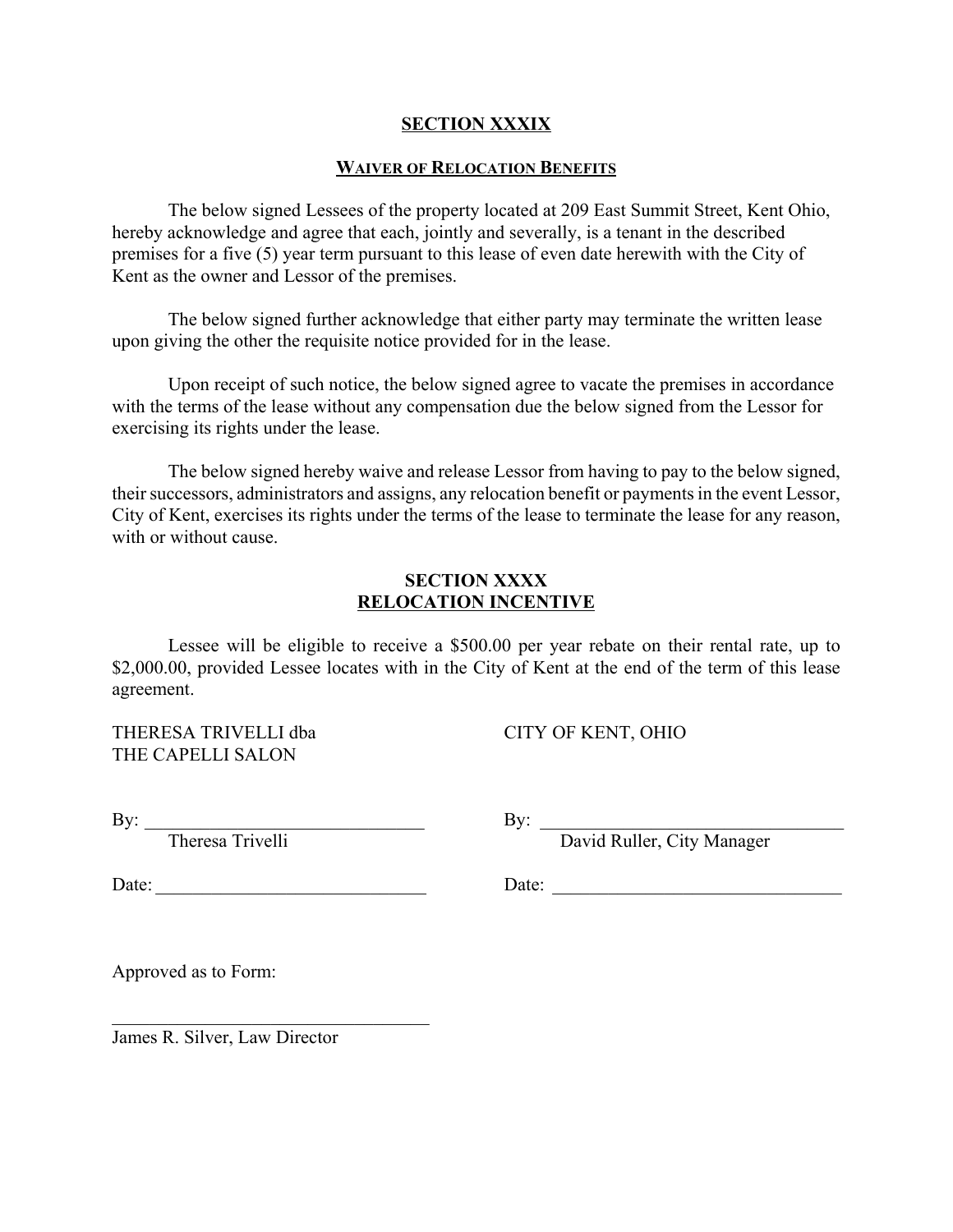## SECTION XXXIX

### Waiver of Relocation Benefits

The below signed Lessees of the property located at 209 East Summit Street, Kent Ohio, hereby acknowledge and agree that each, jointly and severally, is a tenant in the described premises for a five (5) year term pursuant to this lease of even date herewith with the City of Kent as the owner and Lessor of the premises.

The below signed further acknowledge that either party may terminate the written lease upon giving the other the requisite notice provided for in the lease.

Upon receipt of such notice, the below signed agree to vacate the premises in accordance with the terms of the lease without any compensation due the below signed from the Lessor for exercising its rights under the lease.

The below signed hereby waive and release Lessor from having to pay to the below signed, their successors, administrators and assigns, any relocation benefit or payments in the event Lessor, City of Kent, exercises its rights under the terms of the lease to terminate the lease for any reason, with or without cause.

## SECTION XXXX
### RELOCATION INCENTIVE

Lessee will be eligible to receive a $500.00 per year rebate on their rental rate, up to $2,000.00, provided Lessee locates with in the City of Kent at the end of the term of this lease agreement.

THERESA TRIVELLI dba
THE CAPELLI SALON

By: ______________________________
Theresa Trivelli

Date: ______________________________

CITY OF KENT, OHIO

By: ______________________________
David Ruller, City Manager

Date: ______________________________

Approved as to Form:

______________________________
James R. Silver, Law Director